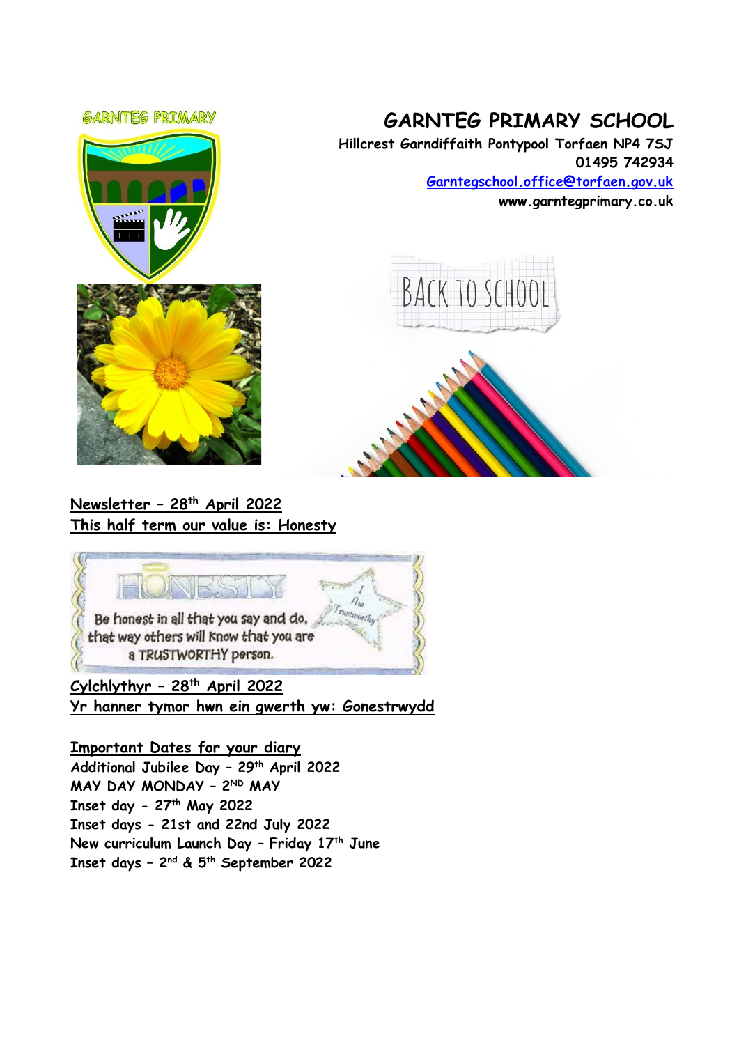GARNTEG PRIMARY

# GARNTEG PRIMARY SCHOOL

**Hillcrest Garndiffaith Pontypool Torfaen NP4 7SJ**
**01495 742934**
**Garntegschool.office@torfaen.gov.uk**
**www.garntegprimary.co.uk**

BACK TO SCHOOL

**Newsletter – 28th April 2022**
**This half term our value is: Honesty**

HONESTY

Be honest in all that you say and do, that way others will know that you are a TRUSTWORTHY person.

I Am Trustworthy

**Cylchlythyr – 28th April 2022**
**Yr hanner tymor hwn ein gwerth yw: Gonestrwydd**

**Important Dates for your diary**

**Additional Jubilee Day – 29th April 2022**
**MAY DAY MONDAY – 2ND MAY**
**Inset day - 27th May 2022**
**Inset days - 21st and 22nd July 2022**
**New curriculum Launch Day – Friday 17th June**
**Inset days – 2nd & 5th September 2022**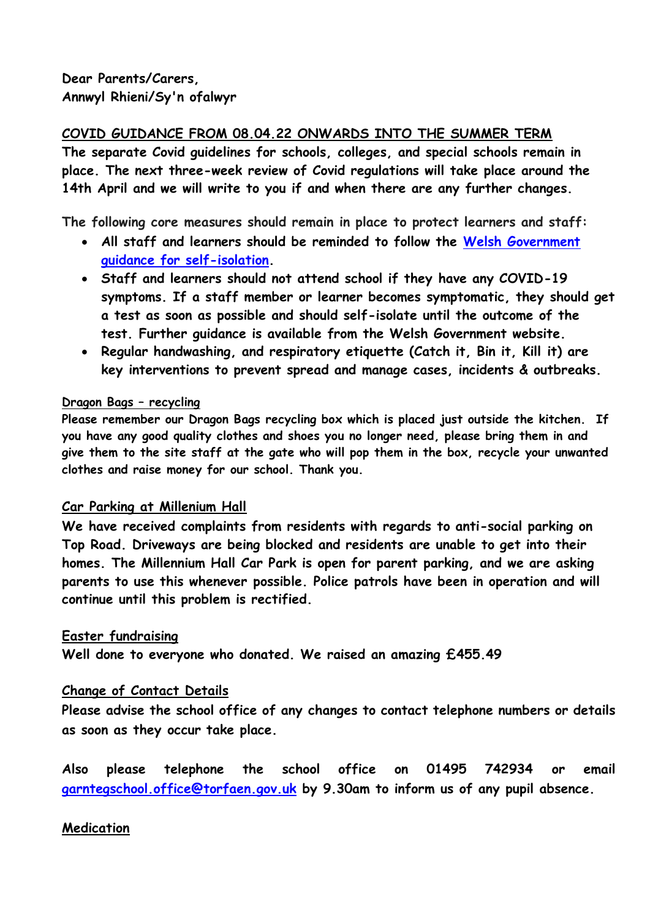**Dear Parents/Carers,**
**Annwyl Rhieni/Sy'n ofalwyr**

**COVID GUIDANCE FROM 08.04.22 ONWARDS INTO THE SUMMER TERM**

**The separate Covid guidelines for schools, colleges, and special schools remain in place. The next three-week review of Covid regulations will take place around the 14th April and we will write to you if and when there are any further changes.**

**The following core measures should remain in place to protect learners and staff:**

- **All staff and learners should be reminded to follow the [Welsh Government guidance for self-isolation](Welsh Government guidance for self-isolation).**
- **Staff and learners should not attend school if they have any COVID-19 symptoms. If a staff member or learner becomes symptomatic, they should get a test as soon as possible and should self-isolate until the outcome of the test. Further guidance is available from the Welsh Government website.**
- **Regular handwashing, and respiratory etiquette (Catch it, Bin it, Kill it) are key interventions to prevent spread and manage cases, incidents & outbreaks.**

**Dragon Bags – recycling**

**Please remember our Dragon Bags recycling box which is placed just outside the kitchen. If you have any good quality clothes and shoes you no longer need, please bring them in and give them to the site staff at the gate who will pop them in the box, recycle your unwanted clothes and raise money for our school. Thank you.**

**Car Parking at Millenium Hall**

**We have received complaints from residents with regards to anti-social parking on Top Road. Driveways are being blocked and residents are unable to get into their homes. The Millennium Hall Car Park is open for parent parking, and we are asking parents to use this whenever possible. Police patrols have been in operation and will continue until this problem is rectified.**

**Easter fundraising**

**Well done to everyone who donated. We raised an amazing £455.49**

**Change of Contact Details**

**Please advise the school office of any changes to contact telephone numbers or details as soon as they occur take place.**

**Also please telephone the school office on 01495 742934 or email garntegschool.office@torfaen.gov.uk by 9.30am to inform us of any pupil absence.**

**Medication**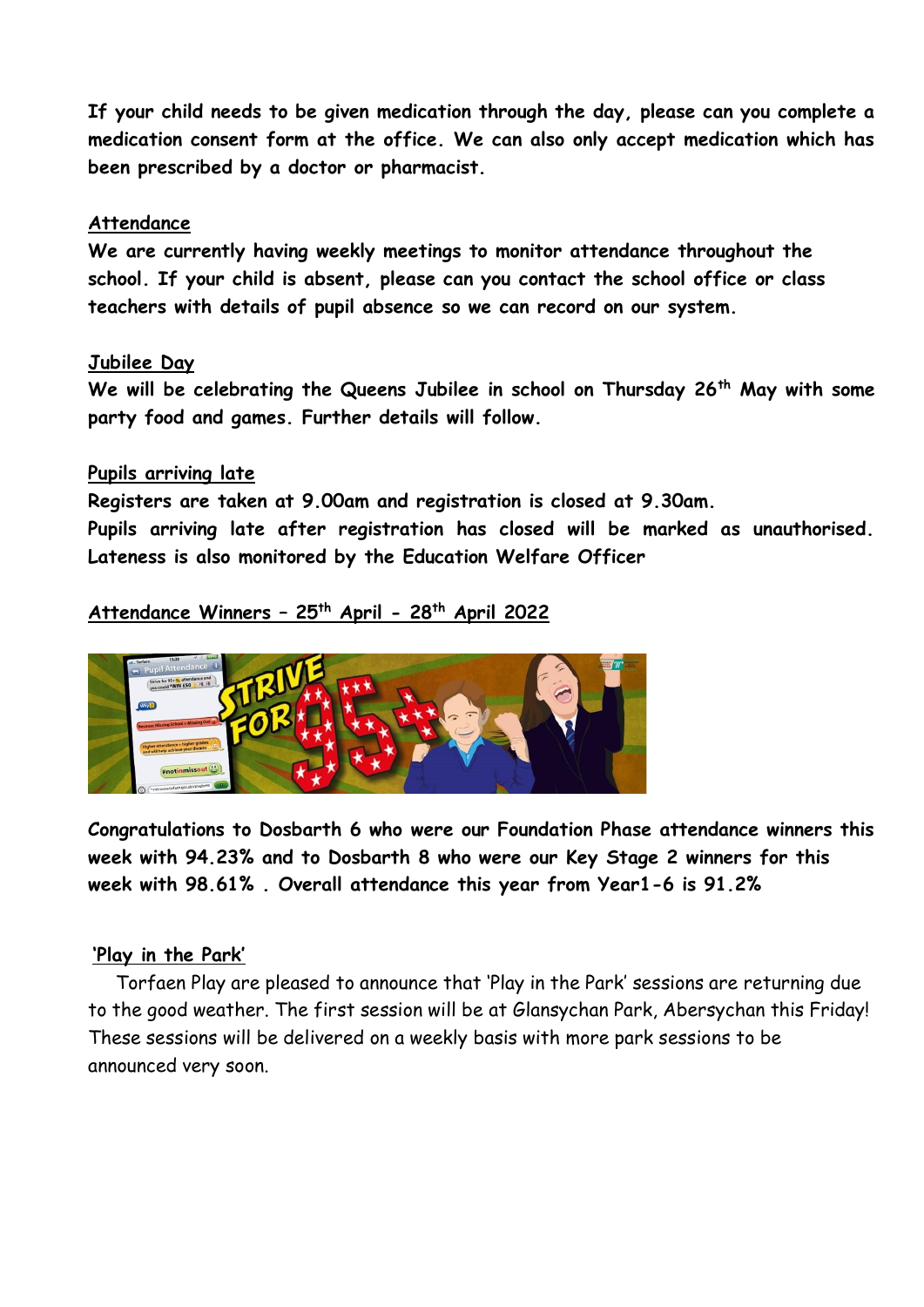**If your child needs to be given medication through the day, please can you complete a medication consent form at the office. We can also only accept medication which has been prescribed by a doctor or pharmacist.**

## Attendance

**We are currently having weekly meetings to monitor attendance throughout the school. If your child is absent, please can you contact the school office or class teachers with details of pupil absence so we can record on our system.**

## Jubilee Day

**We will be celebrating the Queens Jubilee in school on Thursday 26th May with some party food and games. Further details will follow.**

## Pupils arriving late

**Registers are taken at 9.00am and registration is closed at 9.30am.**
**Pupils arriving late after registration has closed will be marked as unauthorised. Lateness is also monitored by the Education Welfare Officer**

## Attendance Winners – 25th April - 28th April 2022

**Congratulations to Dosbarth 6 who were our Foundation Phase attendance winners this week with 94.23% and to Dosbarth 8 who were our Key Stage 2 winners for this week with 98.61% . Overall attendance this year from Year1-6 is 91.2%**

## 'Play in the Park'

Torfaen Play are pleased to announce that 'Play in the Park' sessions are returning due to the good weather. The first session will be at Glansychan Park, Abersychan this Friday! These sessions will be delivered on a weekly basis with more park sessions to be announced very soon.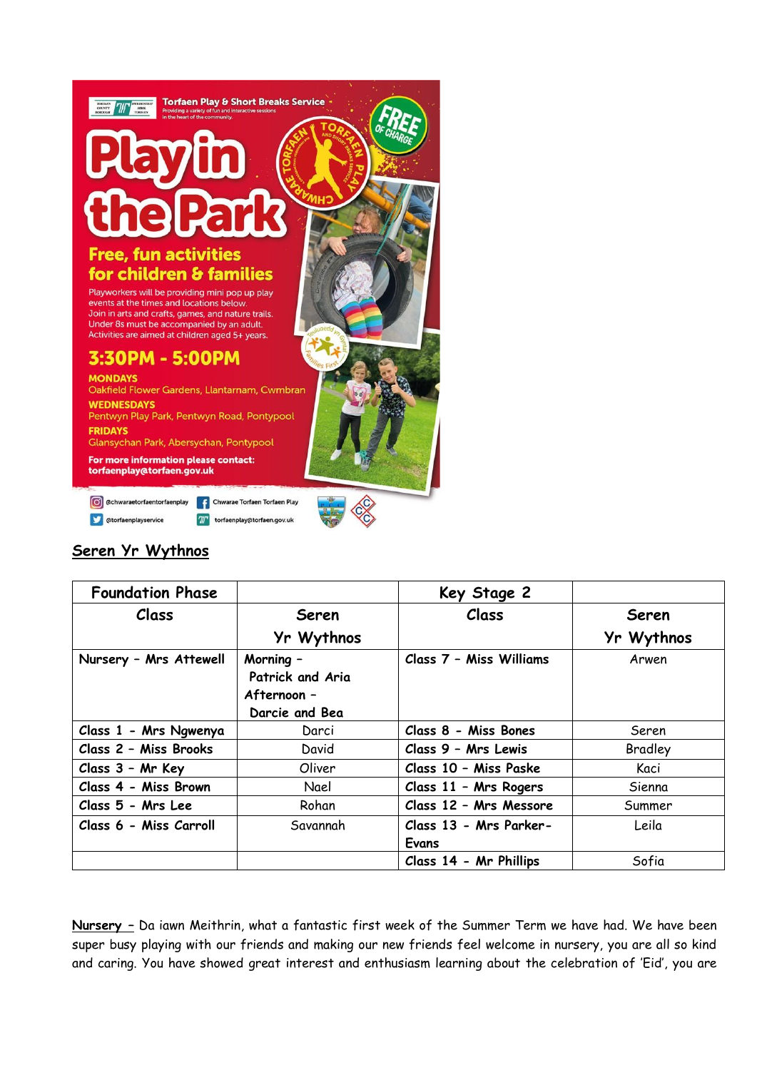Torfaen Play & Short Breaks Service

Providing a variety of fun and interactive sessions in the heart of the community.

# Play in the Park

**FREE OF CHARGE**

## Free, fun activities for children & families

Playworkers will be providing mini pop up play events at the times and locations below.
Join in arts and crafts, games, and nature trails.
Under 8s must be accompanied by an adult.
Activities are aimed at children aged 5+ years.

## 3:30PM - 5:00PM

**MONDAYS**
Oakfield Flower Gardens, Llantarnam, Cwmbran

**WEDNESDAYS**
Pentwyn Play Park, Pentwyn Road, Pontypool

**FRIDAYS**
Glansychan Park, Abersychan, Pontypool

**For more information please contact:**
**torfaenplay@torfaen.gov.uk**

@chwaraetorfaentorfaenplay
Chwarae Torfaen Torfaen Play
@torfaenplayservice
torfaenplay@torfaen.gov.uk

## Seren Yr Wythnos

| Foundation Phase | | Key Stage 2 | |
|---|---|---|---|
| Class | Seren Yr Wythnos | Class | Seren Yr Wythnos |
| Nursery - Mrs Attewell | Morning - Patrick and Aria<br>Afternoon - Darcie and Bea | Class 7 - Miss Williams | Arwen |
| Class 1 - Mrs Ngwenya | Darci | Class 8 - Miss Bones | Seren |
| Class 2 - Miss Brooks | David | Class 9 - Mrs Lewis | Bradley |
| Class 3 - Mr Key | Oliver | Class 10 - Miss Paske | Kaci |
| Class 4 - Miss Brown | Nael | Class 11 - Mrs Rogers | Sienna |
| Class 5 - Mrs Lee | Rohan | Class 12 - Mrs Messore | Summer |
| Class 6 - Miss Carroll | Savannah | Class 13 - Mrs Parker-Evans | Leila |
| | | Class 14 - Mr Phillips | Sofia |

**Nursery** – Da iawn Meithrin, what a fantastic first week of the Summer Term we have had. We have been super busy playing with our friends and making our new friends feel welcome in nursery, you are all so kind and caring. You have showed great interest and enthusiasm learning about the celebration of 'Eid', you are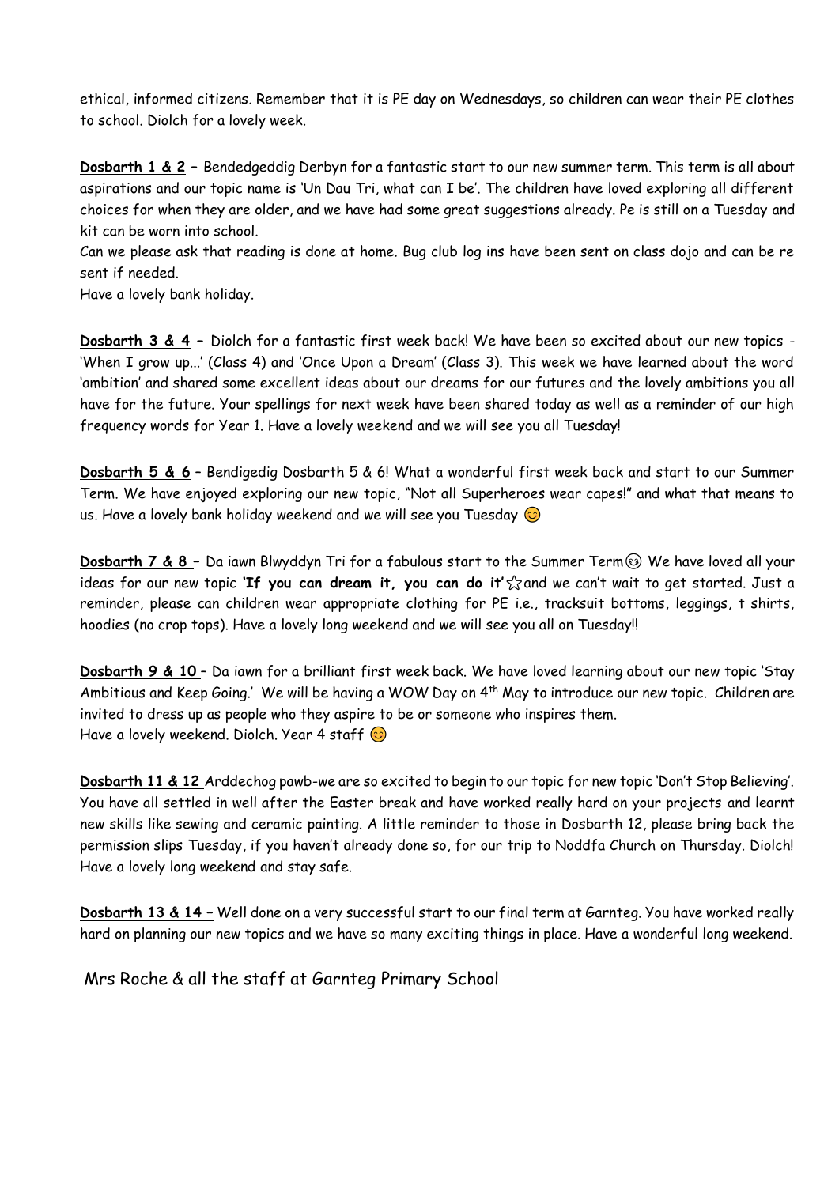ethical, informed citizens. Remember that it is PE day on Wednesdays, so children can wear their PE clothes to school. Diolch for a lovely week.

**Dosbarth 1 & 2** – Bendedgeddig Derbyn for a fantastic start to our new summer term. This term is all about aspirations and our topic name is 'Un Dau Tri, what can I be'. The children have loved exploring all different choices for when they are older, and we have had some great suggestions already. Pe is still on a Tuesday and kit can be worn into school.

Can we please ask that reading is done at home. Bug club log ins have been sent on class dojo and can be re sent if needed.

Have a lovely bank holiday.

**Dosbarth 3 & 4** – Diolch for a fantastic first week back! We have been so excited about our new topics - 'When I grow up...' (Class 4) and 'Once Upon a Dream' (Class 3). This week we have learned about the word 'ambition' and shared some excellent ideas about our dreams for our futures and the lovely ambitions you all have for the future. Your spellings for next week have been shared today as well as a reminder of our high frequency words for Year 1. Have a lovely weekend and we will see you all Tuesday!

**Dosbarth 5 & 6** – Bendigedig Dosbarth 5 & 6! What a wonderful first week back and start to our Summer Term. We have enjoyed exploring our new topic, "Not all Superheroes wear capes!" and what that means to us. Have a lovely bank holiday weekend and we will see you Tuesday 😊

**Dosbarth 7 & 8** – Da iawn Blwyddyn Tri for a fabulous start to the Summer Term😉 We have loved all your ideas for our new topic **'If you can dream it, you can do it'**☆ and we can't wait to get started. Just a reminder, please can children wear appropriate clothing for PE i.e., tracksuit bottoms, leggings, t shirts, hoodies (no crop tops). Have a lovely long weekend and we will see you all on Tuesday!!

**Dosbarth 9 & 10** – Da iawn for a brilliant first week back. We have loved learning about our new topic 'Stay Ambitious and Keep Going.' We will be having a WOW Day on 4th May to introduce our new topic. Children are invited to dress up as people who they aspire to be or someone who inspires them.

Have a lovely weekend. Diolch. Year 4 staff 😊

**Dosbarth 11 & 12** Arddechog pawb-we are so excited to begin to our topic for new topic 'Don't Stop Believing'. You have all settled in well after the Easter break and have worked really hard on your projects and learnt new skills like sewing and ceramic painting. A little reminder to those in Dosbarth 12, please bring back the permission slips Tuesday, if you haven't already done so, for our trip to Noddfa Church on Thursday. Diolch! Have a lovely long weekend and stay safe.

**Dosbarth 13 & 14** – Well done on a very successful start to our final term at Garnteg. You have worked really hard on planning our new topics and we have so many exciting things in place. Have a wonderful long weekend.

Mrs Roche & all the staff at Garnteg Primary School